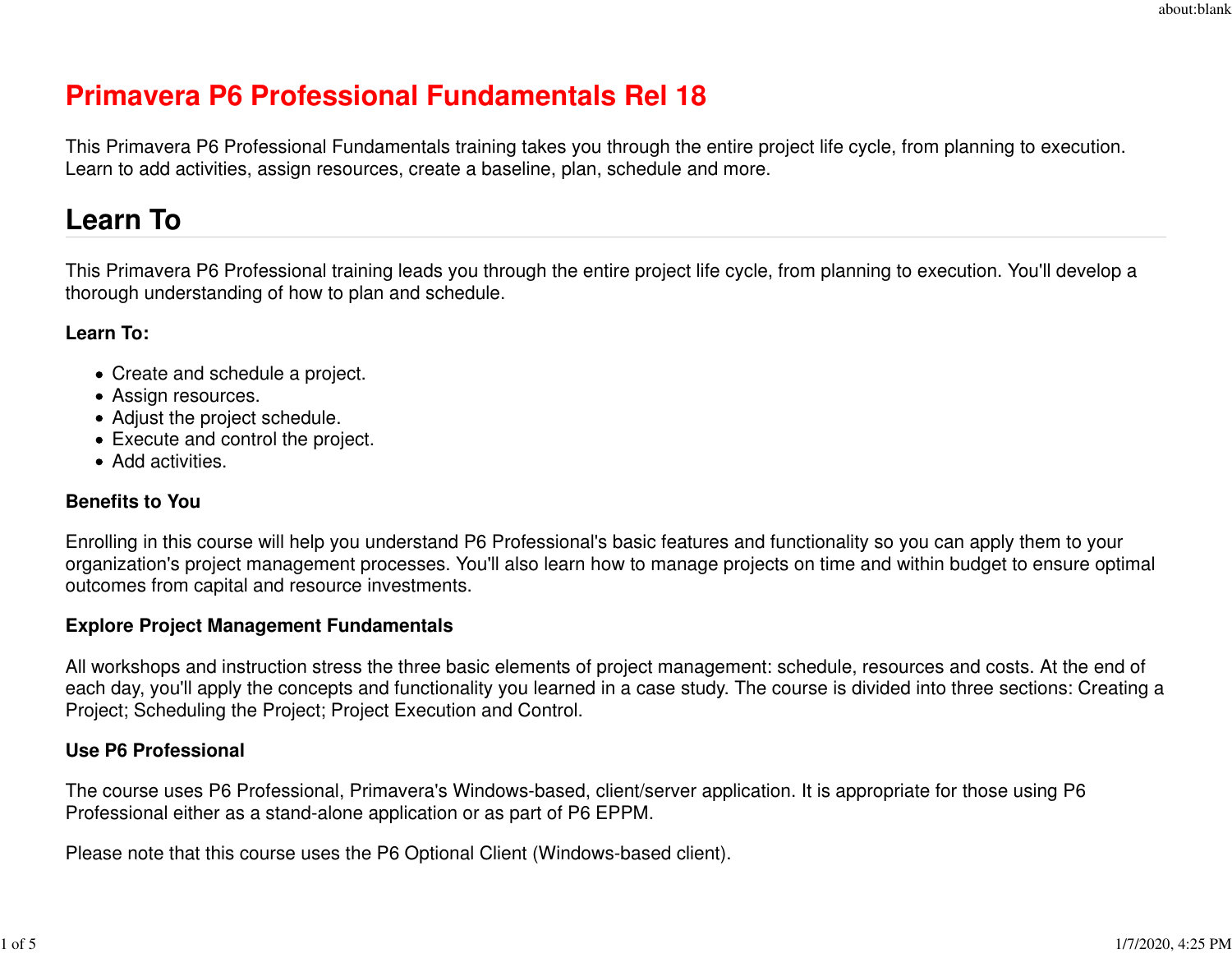# Primavera P6 Professional Fundamentals Rel 18

This Primavera P6 Professional Fundamentals training takes you through the entire project life cycle, from planning to execution. Learn to add activities, assign resources, create a baseline, plan, schedule and more.

## Learn To

This Primavera P6 Professional training leads you through the entire project life cycle, from planning to execution. You'll develop a thorough understanding of how to plan and schedule.

**Learn To:**

- Create and schedule a project.
- Assign resources.
- Adjust the project schedule.
- Execute and control the project.
- Add activities.

**Benefits to You**

Enrolling in this course will help you understand P6 Professional's basic features and functionality so you can apply them to your organization's project management processes. You'll also learn how to manage projects on time and within budget to ensure optimal outcomes from capital and resource investments.

**Explore Project Management Fundamentals**

All workshops and instruction stress the three basic elements of project management: schedule, resources and costs. At the end of each day, you'll apply the concepts and functionality you learned in a case study. The course is divided into three sections: Creating a Project; Scheduling the Project; Project Execution and Control.

**Use P6 Professional**

The course uses P6 Professional, Primavera's Windows-based, client/server application. It is appropriate for those using P6 Professional either as a stand-alone application or as part of P6 EPPM.

Please note that this course uses the P6 Optional Client (Windows-based client).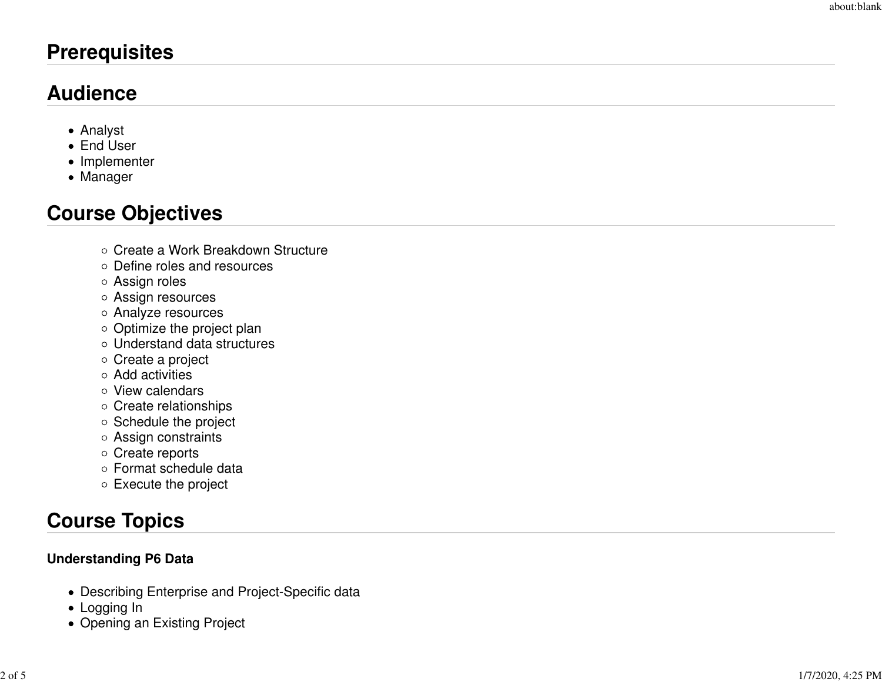## Prerequisites

## Audience

- Analyst
- End User
- Implementer
- Manager

## Course Objectives

- Create a Work Breakdown Structure
- Define roles and resources
- Assign roles
- Assign resources
- Analyze resources
- Optimize the project plan
- Understand data structures
- Create a project
- Add activities
- View calendars
- Create relationships
- Schedule the project
- Assign constraints
- Create reports
- Format schedule data
- Execute the project

## Course Topics

**Understanding P6 Data**

- Describing Enterprise and Project-Specific data
- Logging In
- Opening an Existing Project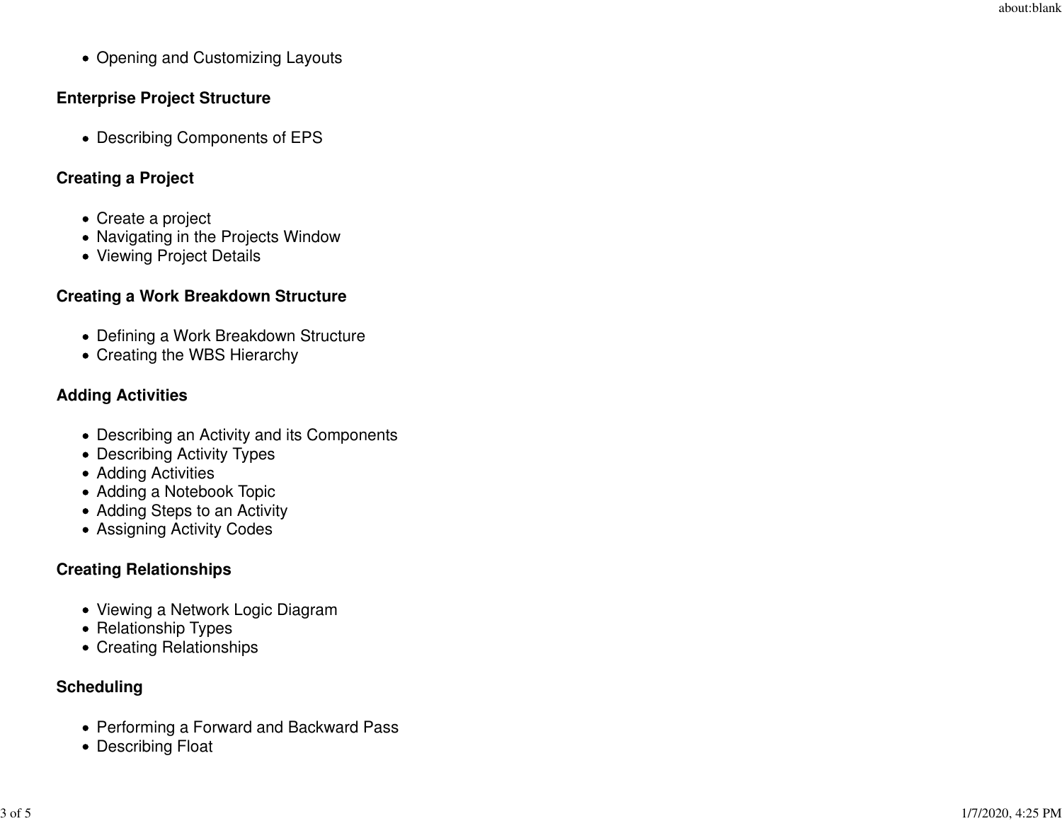- Opening and Customizing Layouts

**Enterprise Project Structure**

- Describing Components of EPS

**Creating a Project**

- Create a project
- Navigating in the Projects Window
- Viewing Project Details

**Creating a Work Breakdown Structure**

- Defining a Work Breakdown Structure
- Creating the WBS Hierarchy

**Adding Activities**

- Describing an Activity and its Components
- Describing Activity Types
- Adding Activities
- Adding a Notebook Topic
- Adding Steps to an Activity
- Assigning Activity Codes

**Creating Relationships**

- Viewing a Network Logic Diagram
- Relationship Types
- Creating Relationships

**Scheduling**

- Performing a Forward and Backward Pass
- Describing Float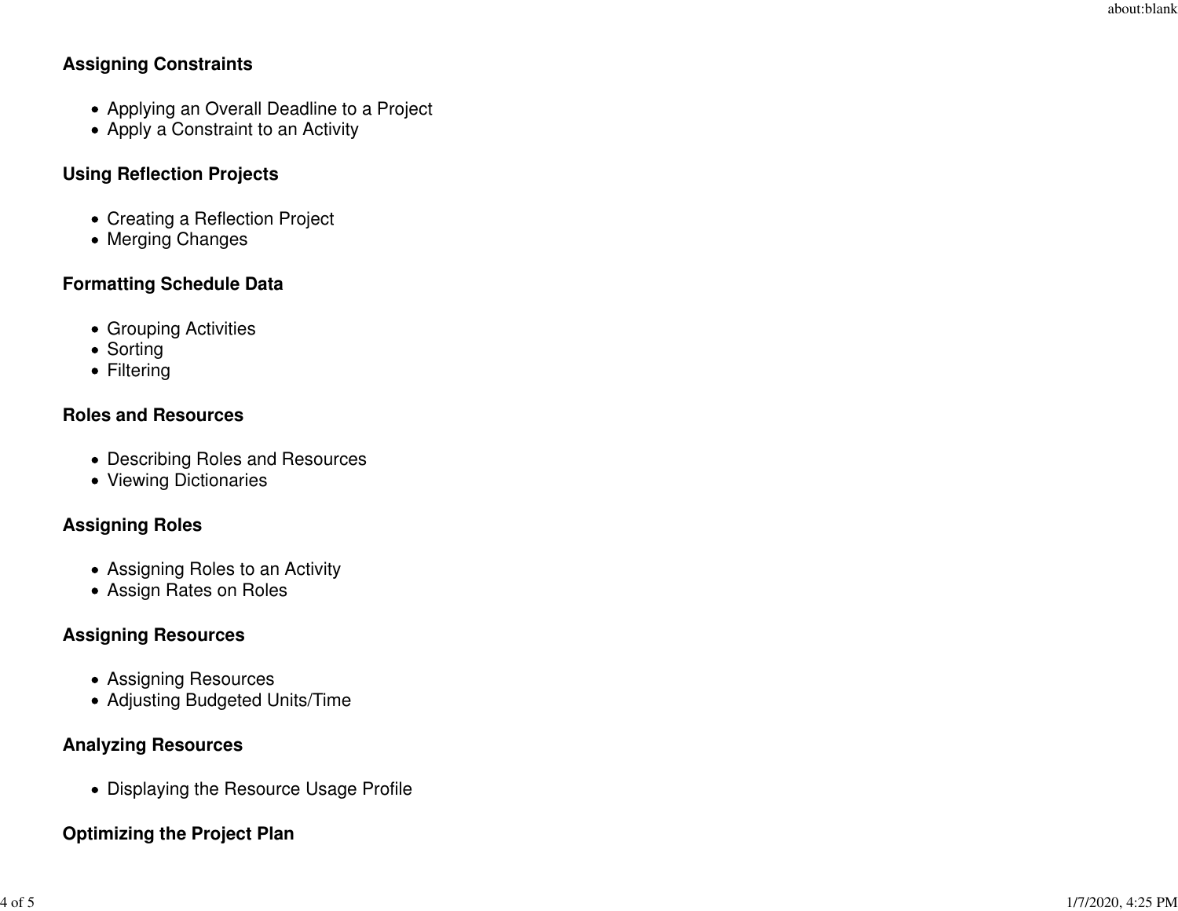**Assigning Constraints**

- Applying an Overall Deadline to a Project
- Apply a Constraint to an Activity

**Using Reflection Projects**

- Creating a Reflection Project
- Merging Changes

**Formatting Schedule Data**

- Grouping Activities
- Sorting
- Filtering

**Roles and Resources**

- Describing Roles and Resources
- Viewing Dictionaries

**Assigning Roles**

- Assigning Roles to an Activity
- Assign Rates on Roles

**Assigning Resources**

- Assigning Resources
- Adjusting Budgeted Units/Time

**Analyzing Resources**

- Displaying the Resource Usage Profile

**Optimizing the Project Plan**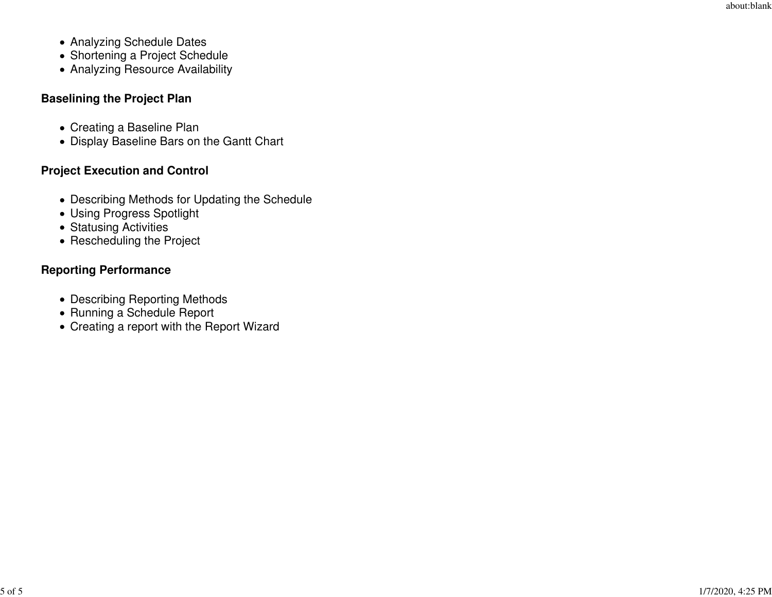- Analyzing Schedule Dates
- Shortening a Project Schedule
- Analyzing Resource Availability

**Baselining the Project Plan**

- Creating a Baseline Plan
- Display Baseline Bars on the Gantt Chart

**Project Execution and Control**

- Describing Methods for Updating the Schedule
- Using Progress Spotlight
- Statusing Activities
- Rescheduling the Project

**Reporting Performance**

- Describing Reporting Methods
- Running a Schedule Report
- Creating a report with the Report Wizard